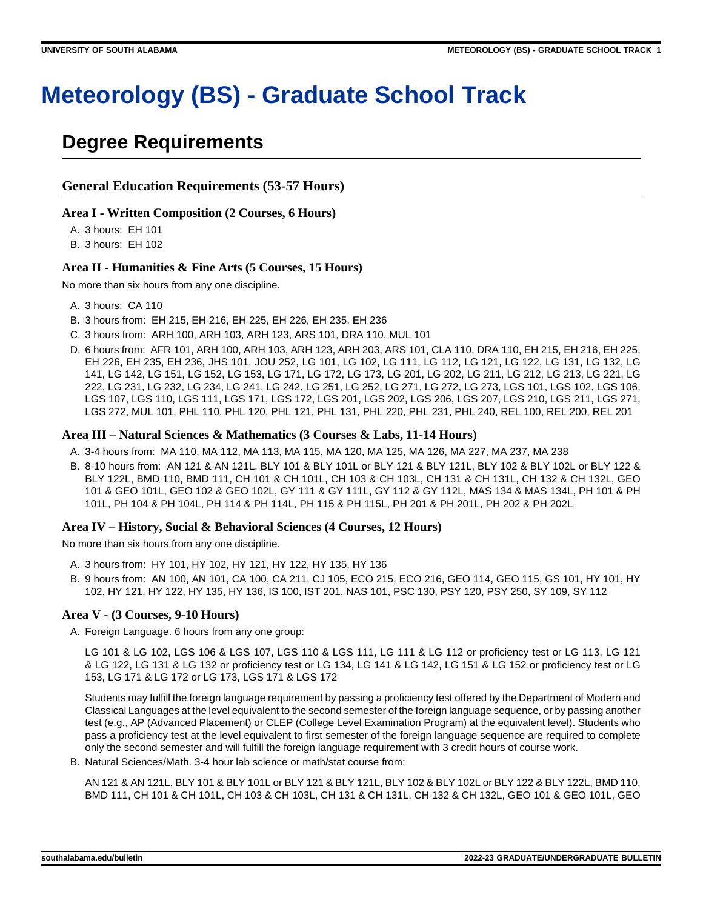# Meteorology (BS) - Graduate School Track

## Degree Requirements

### General Education Requirements (53-57 Hours)

#### Area I - Written Composition (2 Courses, 6 Hours)

A. 3 hours: EH 101
B. 3 hours: EH 102

#### Area II - Humanities & Fine Arts (5 Courses, 15 Hours)

No more than six hours from any one discipline.

A. 3 hours: CA 110
B. 3 hours from: EH 215, EH 216, EH 225, EH 226, EH 235, EH 236
C. 3 hours from: ARH 100, ARH 103, ARH 123, ARS 101, DRA 110, MUL 101
D. 6 hours from: AFR 101, ARH 100, ARH 103, ARH 123, ARH 203, ARS 101, CLA 110, DRA 110, EH 215, EH 216, EH 225, EH 226, EH 235, EH 236, JHS 101, JOU 252, LG 101, LG 102, LG 111, LG 112, LG 121, LG 122, LG 131, LG 132, LG 141, LG 142, LG 151, LG 152, LG 153, LG 171, LG 172, LG 173, LG 201, LG 202, LG 211, LG 212, LG 213, LG 221, LG 222, LG 231, LG 232, LG 234, LG 241, LG 242, LG 251, LG 252, LG 271, LG 272, LG 273, LGS 101, LGS 102, LGS 106, LGS 107, LGS 110, LGS 111, LGS 171, LGS 172, LGS 201, LGS 202, LGS 206, LGS 207, LGS 210, LGS 211, LGS 271, LGS 272, MUL 101, PHL 110, PHL 120, PHL 121, PHL 131, PHL 220, PHL 231, PHL 240, REL 100, REL 200, REL 201

#### Area III – Natural Sciences & Mathematics (3 Courses & Labs, 11-14 Hours)

A. 3-4 hours from: MA 110, MA 112, MA 113, MA 115, MA 120, MA 125, MA 126, MA 227, MA 237, MA 238
B. 8-10 hours from: AN 121 & AN 121L, BLY 101 & BLY 101L or BLY 121 & BLY 121L, BLY 102 & BLY 102L or BLY 122 & BLY 122L, BMD 110, BMD 111, CH 101 & CH 101L, CH 103 & CH 103L, CH 131 & CH 131L, CH 132 & CH 132L, GEO 101 & GEO 101L, GEO 102 & GEO 102L, GY 111 & GY 111L, GY 112 & GY 112L, MAS 134 & MAS 134L, PH 101 & PH 101L, PH 104 & PH 104L, PH 114 & PH 114L, PH 115 & PH 115L, PH 201 & PH 201L, PH 202 & PH 202L

#### Area IV – History, Social & Behavioral Sciences (4 Courses, 12 Hours)

No more than six hours from any one discipline.

A. 3 hours from: HY 101, HY 102, HY 121, HY 122, HY 135, HY 136
B. 9 hours from: AN 100, AN 101, CA 100, CA 211, CJ 105, ECO 215, ECO 216, GEO 114, GEO 115, GS 101, HY 101, HY 102, HY 121, HY 122, HY 135, HY 136, IS 100, IST 201, NAS 101, PSC 130, PSY 120, PSY 250, SY 109, SY 112

#### Area V - (3 Courses, 9-10 Hours)

A. Foreign Language. 6 hours from any one group:

   LG 101 & LG 102, LGS 106 & LGS 107, LGS 110 & LGS 111, LG 111 & LG 112 or proficiency test or LG 113, LG 121 & LG 122, LG 131 & LG 132 or proficiency test or LG 134, LG 141 & LG 142, LG 151 & LG 152 or proficiency test or LG 153, LG 171 & LG 172 or LG 173, LGS 171 & LGS 172

   Students may fulfill the foreign language requirement by passing a proficiency test offered by the Department of Modern and Classical Languages at the level equivalent to the second semester of the foreign language sequence, or by passing another test (e.g., AP (Advanced Placement) or CLEP (College Level Examination Program) at the equivalent level). Students who pass a proficiency test at the level equivalent to first semester of the foreign language sequence are required to complete only the second semester and will fulfill the foreign language requirement with 3 credit hours of course work.

B. Natural Sciences/Math. 3-4 hour lab science or math/stat course from:

   AN 121 & AN 121L, BLY 101 & BLY 101L or BLY 121 & BLY 121L, BLY 102 & BLY 102L or BLY 122 & BLY 122L, BMD 110, BMD 111, CH 101 & CH 101L, CH 103 & CH 103L, CH 131 & CH 131L, CH 132 & CH 132L, GEO 101 & GEO 101L, GEO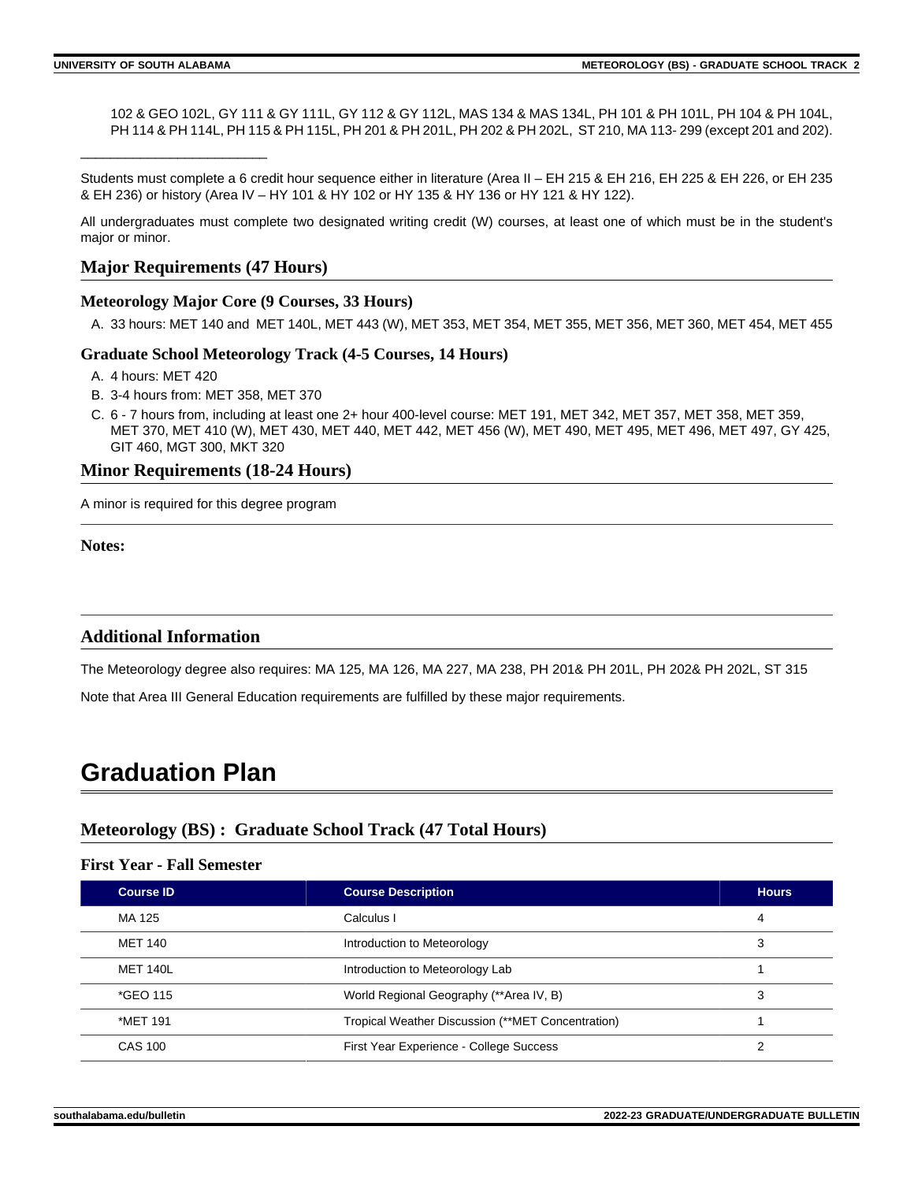102 & GEO 102L, GY 111 & GY 111L, GY 112 & GY 112L, MAS 134 & MAS 134L, PH 101 & PH 101L, PH 104 & PH 104L, PH 114 & PH 114L, PH 115 & PH 115L, PH 201 & PH 201L, PH 202 & PH 202L, ST 210, MA 113- 299 (except 201 and 202).

___________________________

Students must complete a 6 credit hour sequence either in literature (Area II – EH 215 & EH 216, EH 225 & EH 226, or EH 235 & EH 236) or history (Area IV – HY 101 & HY 102 or HY 135 & HY 136 or HY 121 & HY 122).

All undergraduates must complete two designated writing credit (W) courses, at least one of which must be in the student's major or minor.

## Major Requirements (47 Hours)

### Meteorology Major Core (9 Courses, 33 Hours)

A. 33 hours: MET 140 and MET 140L, MET 443 (W), MET 353, MET 354, MET 355, MET 356, MET 360, MET 454, MET 455

### Graduate School Meteorology Track (4-5 Courses, 14 Hours)

A. 4 hours: MET 420
B. 3-4 hours from: MET 358, MET 370
C. 6 - 7 hours from, including at least one 2+ hour 400-level course: MET 191, MET 342, MET 357, MET 358, MET 359, MET 370, MET 410 (W), MET 430, MET 440, MET 442, MET 456 (W), MET 490, MET 495, MET 496, MET 497, GY 425, GIT 460, MGT 300, MKT 320

## Minor Requirements (18-24 Hours)

A minor is required for this degree program

**Notes:**

## Additional Information

The Meteorology degree also requires: MA 125, MA 126, MA 227, MA 238, PH 201& PH 201L, PH 202& PH 202L, ST 315

Note that Area III General Education requirements are fulfilled by these major requirements.

# Graduation Plan

## Meteorology (BS) : Graduate School Track (47 Total Hours)

### First Year - Fall Semester

| Course ID | Course Description | Hours |
|---|---|---|
| MA 125 | Calculus I | 4 |
| MET 140 | Introduction to Meteorology | 3 |
| MET 140L | Introduction to Meteorology Lab | 1 |
| *GEO 115 | World Regional Geography (**Area IV, B) | 3 |
| *MET 191 | Tropical Weather Discussion (**MET Concentration) | 1 |
| CAS 100 | First Year Experience - College Success | 2 |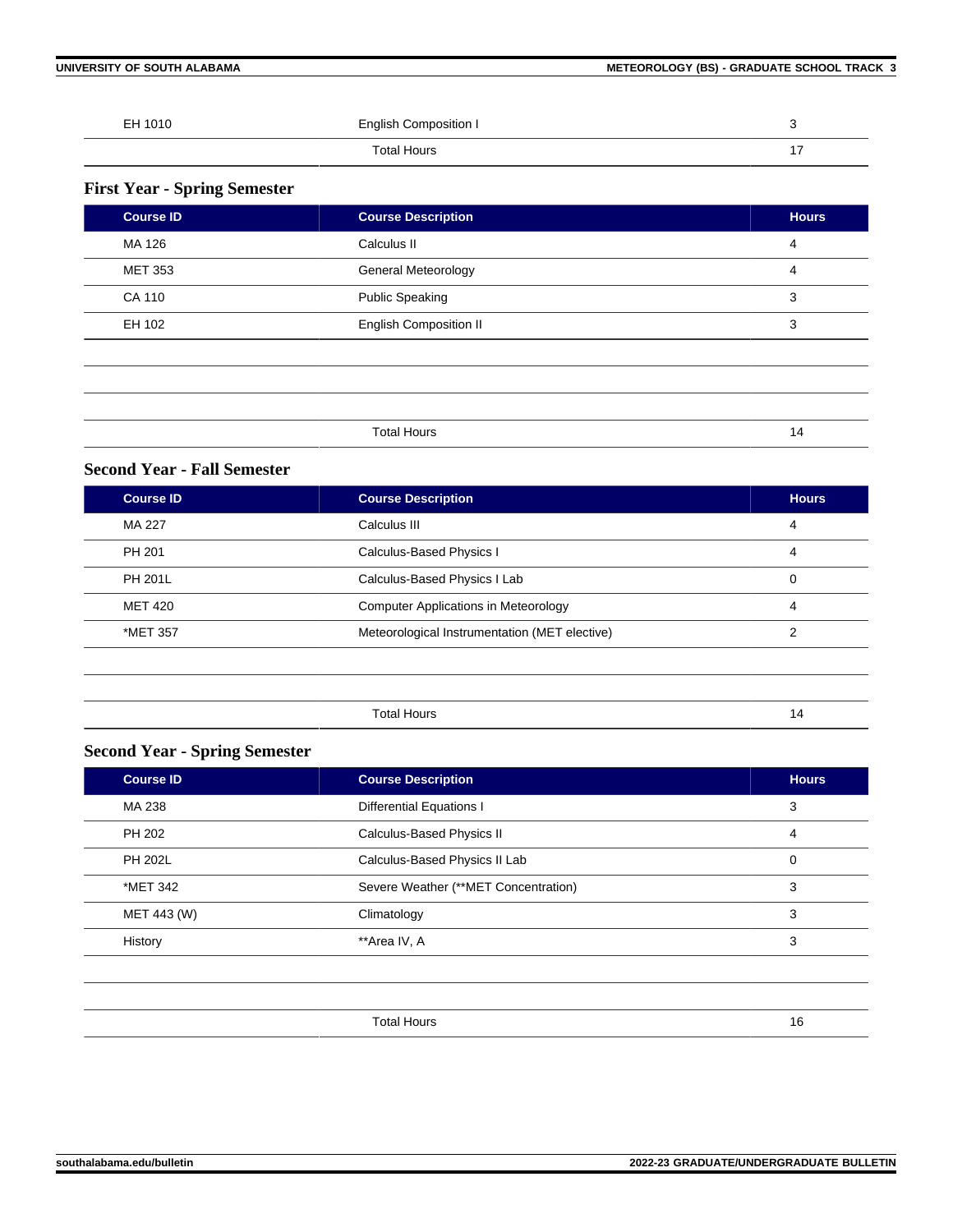| | | |
|---|---|---|
| EH 1010 | English Composition I | 3 |
| | Total Hours | 17 |

### First Year - Spring Semester

| Course ID | Course Description | Hours |
|---|---|---|
| MA 126 | Calculus II | 4 |
| MET 353 | General Meteorology | 4 |
| CA 110 | Public Speaking | 3 |
| EH 102 | English Composition II | 3 |
| | | |
| | | |
| | | |
| | Total Hours | 14 |

### Second Year - Fall Semester

| Course ID | Course Description | Hours |
|---|---|---|
| MA 227 | Calculus III | 4 |
| PH 201 | Calculus-Based Physics I | 4 |
| PH 201L | Calculus-Based Physics I Lab | 0 |
| MET 420 | Computer Applications in Meteorology | 4 |
| *MET 357 | Meteorological Instrumentation (MET elective) | 2 |
| | | |
| | | |
| | Total Hours | 14 |

### Second Year - Spring Semester

| Course ID | Course Description | Hours |
|---|---|---|
| MA 238 | Differential Equations I | 3 |
| PH 202 | Calculus-Based Physics II | 4 |
| PH 202L | Calculus-Based Physics II Lab | 0 |
| *MET 342 | Severe Weather (**MET Concentration) | 3 |
| MET 443 (W) | Climatology | 3 |
| History | **Area IV, A | 3 |
| | | |
| | | |
| | Total Hours | 16 |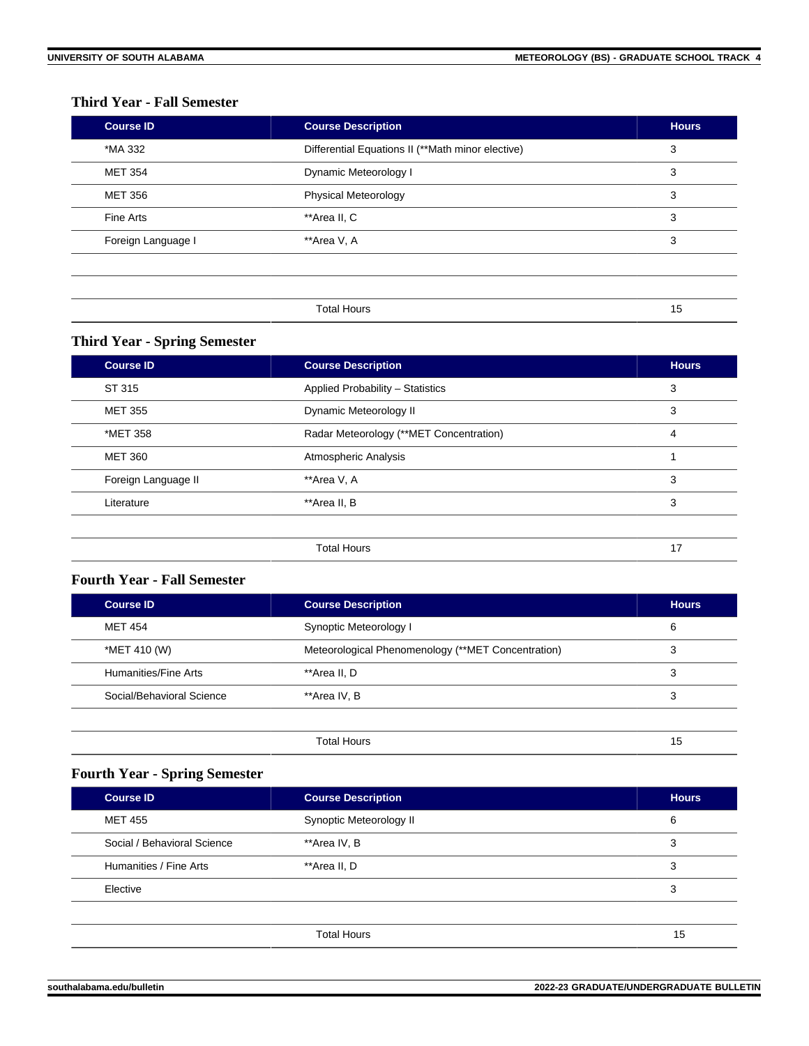### Third Year - Fall Semester

| Course ID | Course Description | Hours |
|---|---|---|
| *MA 332 | Differential Equations II (**Math minor elective) | 3 |
| MET 354 | Dynamic Meteorology I | 3 |
| MET 356 | Physical Meteorology | 3 |
| Fine Arts | **Area II, C | 3 |
| Foreign Language I | **Area V, A | 3 |
| | | |
| | | |
| | Total Hours | 15 |

### Third Year - Spring Semester

| Course ID | Course Description | Hours |
|---|---|---|
| ST 315 | Applied Probability – Statistics | 3 |
| MET 355 | Dynamic Meteorology II | 3 |
| *MET 358 | Radar Meteorology (**MET Concentration) | 4 |
| MET 360 | Atmospheric Analysis | 1 |
| Foreign Language II | **Area V, A | 3 |
| Literature | **Area II, B | 3 |
| | | |
| | Total Hours | 17 |

### Fourth Year - Fall Semester

| Course ID | Course Description | Hours |
|---|---|---|
| MET 454 | Synoptic Meteorology I | 6 |
| *MET 410 (W) | Meteorological Phenomenology (**MET Concentration) | 3 |
| Humanities/Fine Arts | **Area II, D | 3 |
| Social/Behavioral Science | **Area IV, B | 3 |
| | | |
| | Total Hours | 15 |

### Fourth Year - Spring Semester

| Course ID | Course Description | Hours |
|---|---|---|
| MET 455 | Synoptic Meteorology II | 6 |
| Social / Behavioral Science | **Area IV, B | 3 |
| Humanities / Fine Arts | **Area II, D | 3 |
| Elective | | 3 |
| | | |
| | Total Hours | 15 |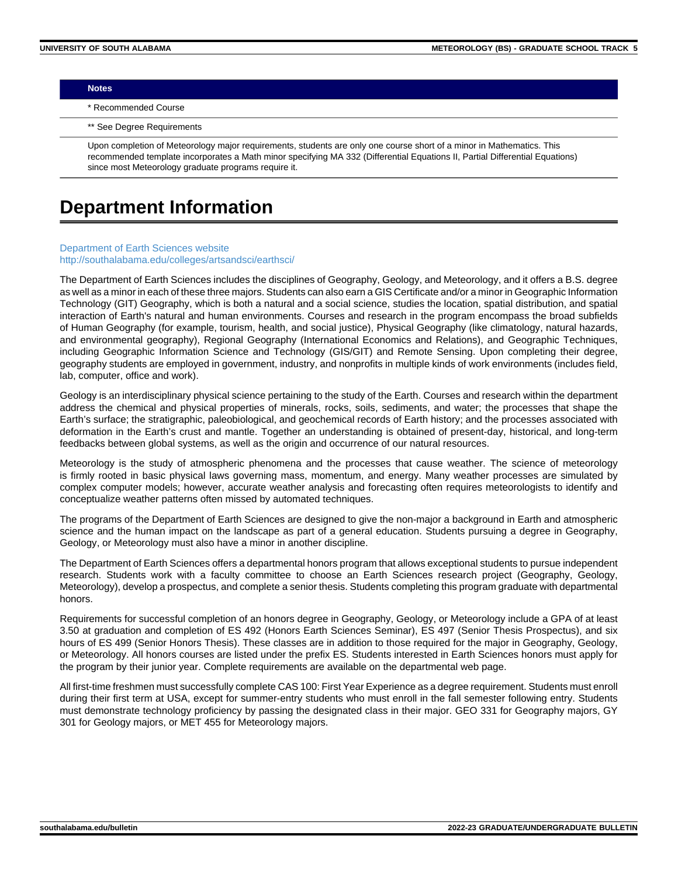| Notes |
| --- |
| * Recommended Course |
| ** See Degree Requirements |
| Upon completion of Meteorology major requirements, students are only one course short of a minor in Mathematics. This recommended template incorporates a Math minor specifying MA 332 (Differential Equations II, Partial Differential Equations) since most Meteorology graduate programs require it. |

# Department Information

Department of Earth Sciences website
http://southalabama.edu/colleges/artsandsci/earthsci/

The Department of Earth Sciences includes the disciplines of Geography, Geology, and Meteorology, and it offers a B.S. degree as well as a minor in each of these three majors. Students can also earn a GIS Certificate and/or a minor in Geographic Information Technology (GIT) Geography, which is both a natural and a social science, studies the location, spatial distribution, and spatial interaction of Earth's natural and human environments. Courses and research in the program encompass the broad subfields of Human Geography (for example, tourism, health, and social justice), Physical Geography (like climatology, natural hazards, and environmental geography), Regional Geography (International Economics and Relations), and Geographic Techniques, including Geographic Information Science and Technology (GIS/GIT) and Remote Sensing. Upon completing their degree, geography students are employed in government, industry, and nonprofits in multiple kinds of work environments (includes field, lab, computer, office and work).

Geology is an interdisciplinary physical science pertaining to the study of the Earth. Courses and research within the department address the chemical and physical properties of minerals, rocks, soils, sediments, and water; the processes that shape the Earth's surface; the stratigraphic, paleobiological, and geochemical records of Earth history; and the processes associated with deformation in the Earth's crust and mantle. Together an understanding is obtained of present-day, historical, and long-term feedbacks between global systems, as well as the origin and occurrence of our natural resources.

Meteorology is the study of atmospheric phenomena and the processes that cause weather. The science of meteorology is firmly rooted in basic physical laws governing mass, momentum, and energy. Many weather processes are simulated by complex computer models; however, accurate weather analysis and forecasting often requires meteorologists to identify and conceptualize weather patterns often missed by automated techniques.

The programs of the Department of Earth Sciences are designed to give the non-major a background in Earth and atmospheric science and the human impact on the landscape as part of a general education. Students pursuing a degree in Geography, Geology, or Meteorology must also have a minor in another discipline.

The Department of Earth Sciences offers a departmental honors program that allows exceptional students to pursue independent research. Students work with a faculty committee to choose an Earth Sciences research project (Geography, Geology, Meteorology), develop a prospectus, and complete a senior thesis. Students completing this program graduate with departmental honors.

Requirements for successful completion of an honors degree in Geography, Geology, or Meteorology include a GPA of at least 3.50 at graduation and completion of ES 492 (Honors Earth Sciences Seminar), ES 497 (Senior Thesis Prospectus), and six hours of ES 499 (Senior Honors Thesis). These classes are in addition to those required for the major in Geography, Geology, or Meteorology. All honors courses are listed under the prefix ES. Students interested in Earth Sciences honors must apply for the program by their junior year. Complete requirements are available on the departmental web page.

All first-time freshmen must successfully complete CAS 100: First Year Experience as a degree requirement. Students must enroll during their first term at USA, except for summer-entry students who must enroll in the fall semester following entry. Students must demonstrate technology proficiency by passing the designated class in their major. GEO 331 for Geography majors, GY 301 for Geology majors, or MET 455 for Meteorology majors.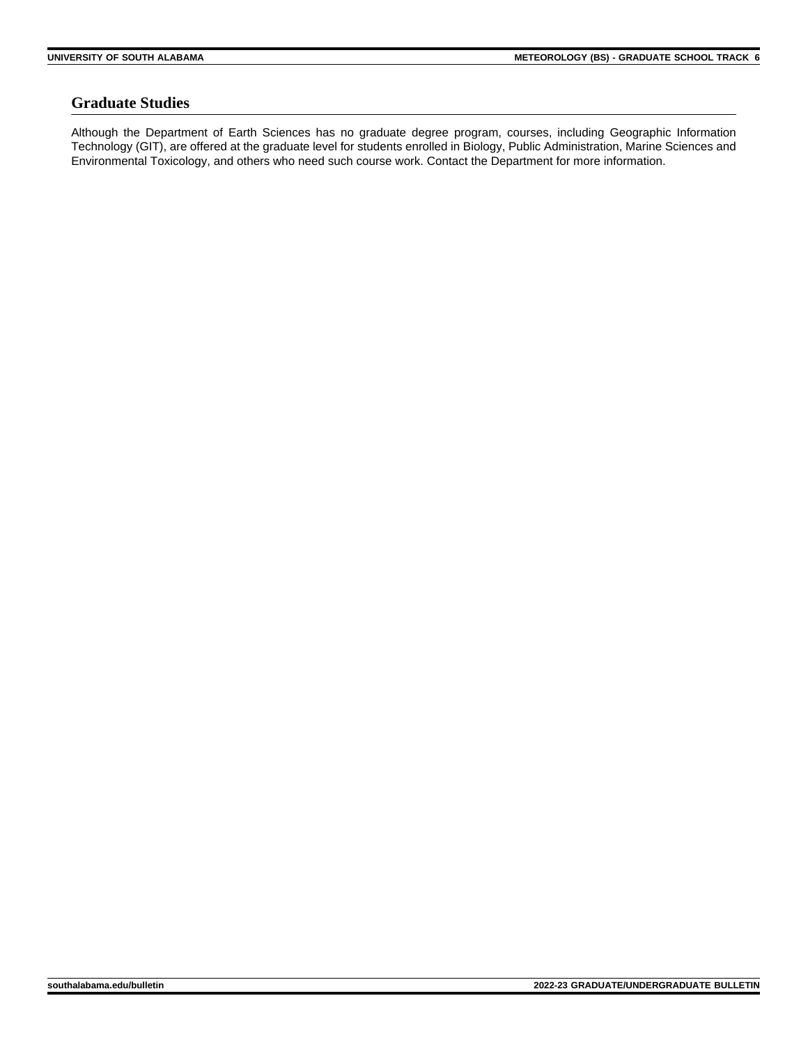## Graduate Studies

Although the Department of Earth Sciences has no graduate degree program, courses, including Geographic Information Technology (GIT), are offered at the graduate level for students enrolled in Biology, Public Administration, Marine Sciences and Environmental Toxicology, and others who need such course work. Contact the Department for more information.